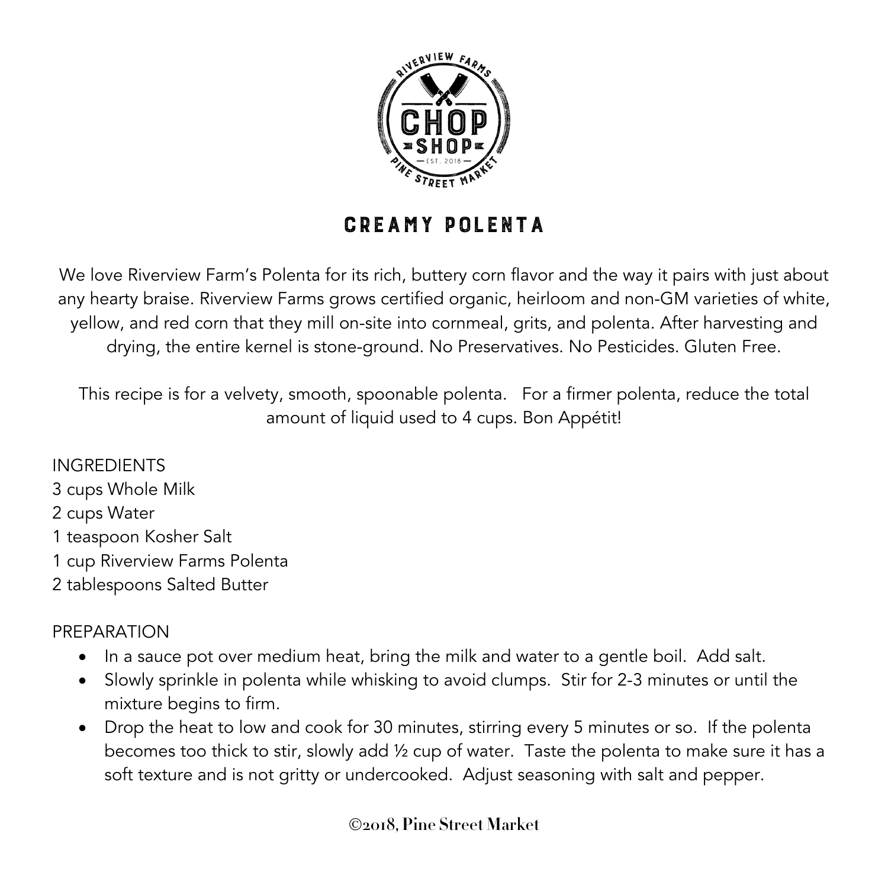# CREAMY POLENTA

We love Riverview Farm's Polenta for its rich, buttery corn flavor and the way it pairs with just about any hearty braise. Riverview Farms grows certified organic, heirloom and non-GM varieties of white, yellow, and red corn that they mill on-site into cornmeal, grits, and polenta. After harvesting and drying, the entire kernel is stone-ground. No Preservatives. No Pesticides. Gluten Free.

This recipe is for a velvety, smooth, spoonable polenta. For a firmer polenta, reduce the total amount of liquid used to 4 cups. Bon Appétit!

INGREDIENTS
3 cups Whole Milk
2 cups Water
1 teaspoon Kosher Salt
1 cup Riverview Farms Polenta
2 tablespoons Salted Butter

PREPARATION

- In a sauce pot over medium heat, bring the milk and water to a gentle boil. Add salt.
- Slowly sprinkle in polenta while whisking to avoid clumps. Stir for 2-3 minutes or until the mixture begins to firm.
- Drop the heat to low and cook for 30 minutes, stirring every 5 minutes or so. If the polenta becomes too thick to stir, slowly add ½ cup of water. Taste the polenta to make sure it has a soft texture and is not gritty or undercooked. Adjust seasoning with salt and pepper.

©2018, Pine Street Market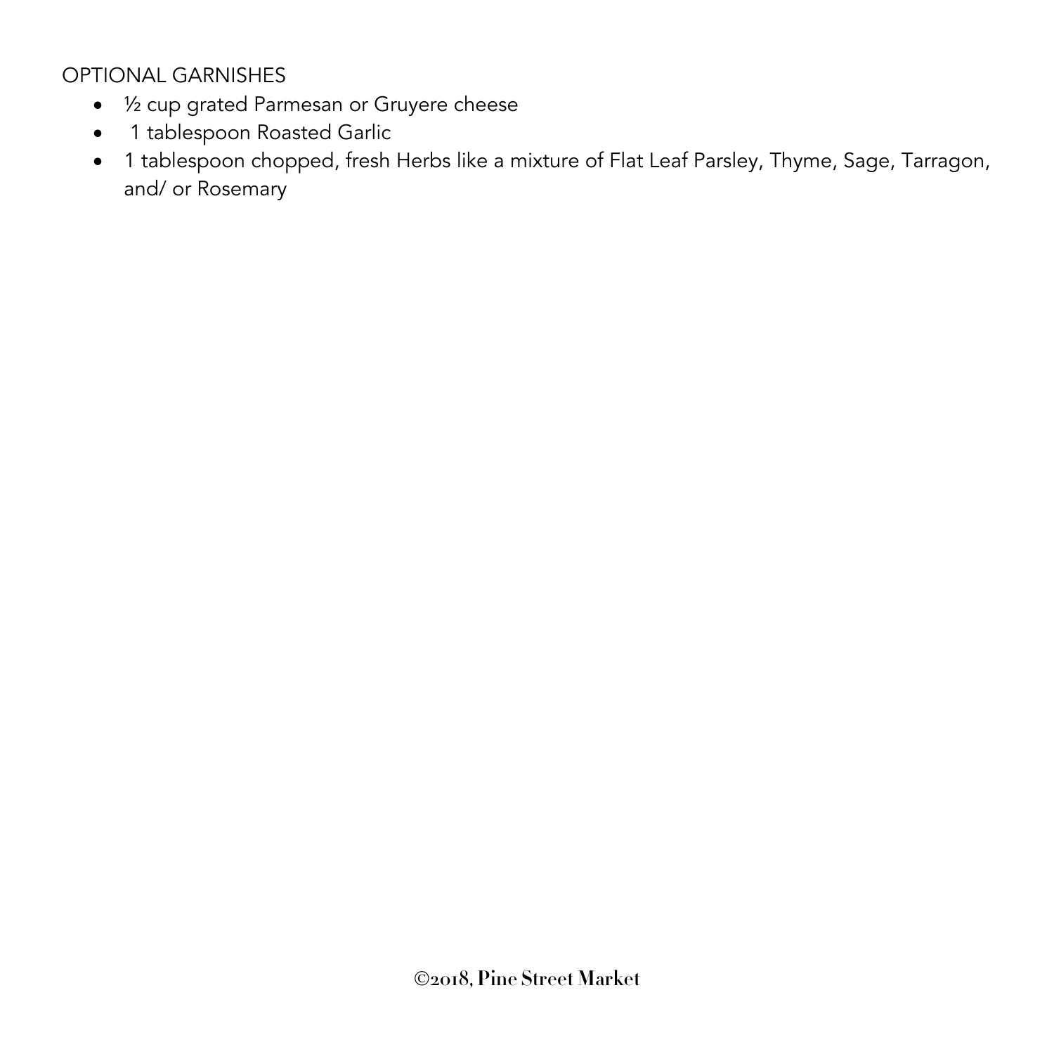OPTIONAL GARNISHES

- ½ cup grated Parmesan or Gruyere cheese
- 1 tablespoon Roasted Garlic
- 1 tablespoon chopped, fresh Herbs like a mixture of Flat Leaf Parsley, Thyme, Sage, Tarragon, and/ or Rosemary

©2018, Pine Street Market